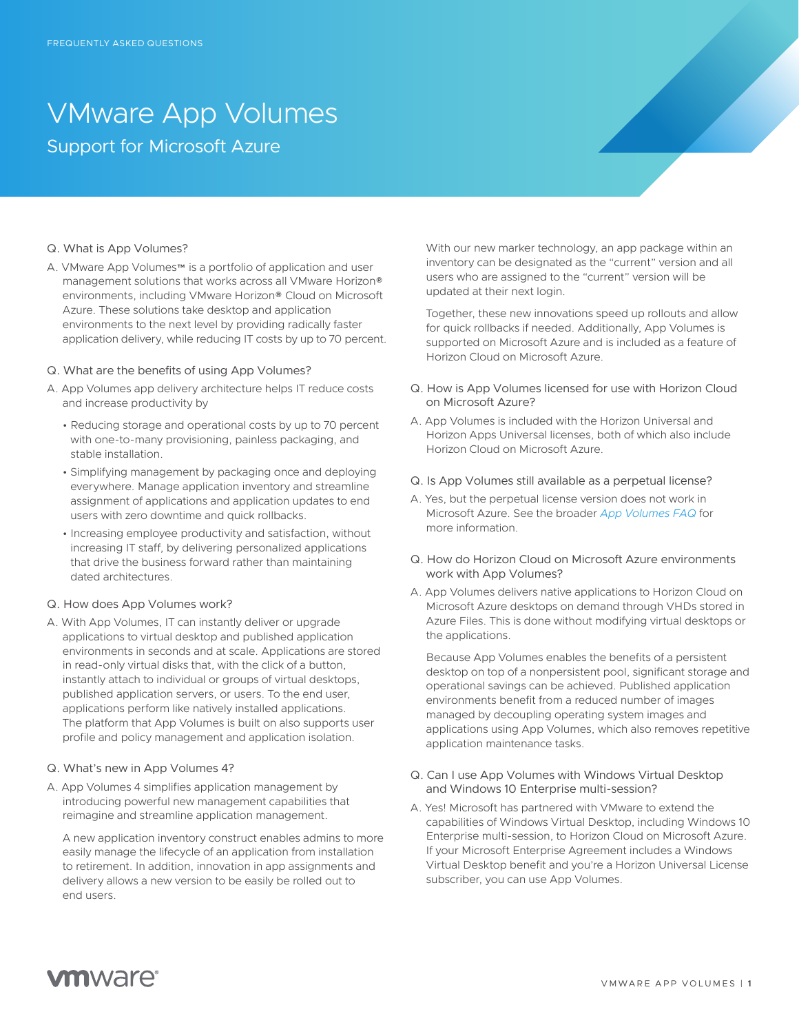FREQUENTLY ASKED QUESTIONS

# VMware App Volumes

## Support for Microsoft Azure

### Q. What is App Volumes?

A. VMware App Volumes™ is a portfolio of application and user management solutions that works across all VMware Horizon® environments, including VMware Horizon® Cloud on Microsoft Azure. These solutions take desktop and application environments to the next level by providing radically faster application delivery, while reducing IT costs by up to 70 percent.

### Q. What are the benefits of using App Volumes?

A. App Volumes app delivery architecture helps IT reduce costs and increase productivity by

- Reducing storage and operational costs by up to 70 percent with one-to-many provisioning, painless packaging, and stable installation.
- Simplifying management by packaging once and deploying everywhere. Manage application inventory and streamline assignment of applications and application updates to end users with zero downtime and quick rollbacks.
- Increasing employee productivity and satisfaction, without increasing IT staff, by delivering personalized applications that drive the business forward rather than maintaining dated architectures.

### Q. How does App Volumes work?

A. With App Volumes, IT can instantly deliver or upgrade applications to virtual desktop and published application environments in seconds and at scale. Applications are stored in read-only virtual disks that, with the click of a button, instantly attach to individual or groups of virtual desktops, published application servers, or users. To the end user, applications perform like natively installed applications. The platform that App Volumes is built on also supports user profile and policy management and application isolation.

### Q. What's new in App Volumes 4?

A. App Volumes 4 simplifies application management by introducing powerful new management capabilities that reimagine and streamline application management.

A new application inventory construct enables admins to more easily manage the lifecycle of an application from installation to retirement. In addition, innovation in app assignments and delivery allows a new version to be easily rolled out to end users.

With our new marker technology, an app package within an inventory can be designated as the "current" version and all users who are assigned to the "current" version will be updated at their next login.

Together, these new innovations speed up rollouts and allow for quick rollbacks if needed. Additionally, App Volumes is supported on Microsoft Azure and is included as a feature of Horizon Cloud on Microsoft Azure.

### Q. How is App Volumes licensed for use with Horizon Cloud on Microsoft Azure?

A. App Volumes is included with the Horizon Universal and Horizon Apps Universal licenses, both of which also include Horizon Cloud on Microsoft Azure.

### Q. Is App Volumes still available as a perpetual license?

A. Yes, but the perpetual license version does not work in Microsoft Azure. See the broader *App Volumes FAQ* for more information.

### Q. How do Horizon Cloud on Microsoft Azure environments work with App Volumes?

A. App Volumes delivers native applications to Horizon Cloud on Microsoft Azure desktops on demand through VHDs stored in Azure Files. This is done without modifying virtual desktops or the applications.

Because App Volumes enables the benefits of a persistent desktop on top of a nonpersistent pool, significant storage and operational savings can be achieved. Published application environments benefit from a reduced number of images managed by decoupling operating system images and applications using App Volumes, which also removes repetitive application maintenance tasks.

### Q. Can I use App Volumes with Windows Virtual Desktop and Windows 10 Enterprise multi-session?

A. Yes! Microsoft has partnered with VMware to extend the capabilities of Windows Virtual Desktop, including Windows 10 Enterprise multi-session, to Horizon Cloud on Microsoft Azure. If your Microsoft Enterprise Agreement includes a Windows Virtual Desktop benefit and you're a Horizon Universal License subscriber, you can use App Volumes.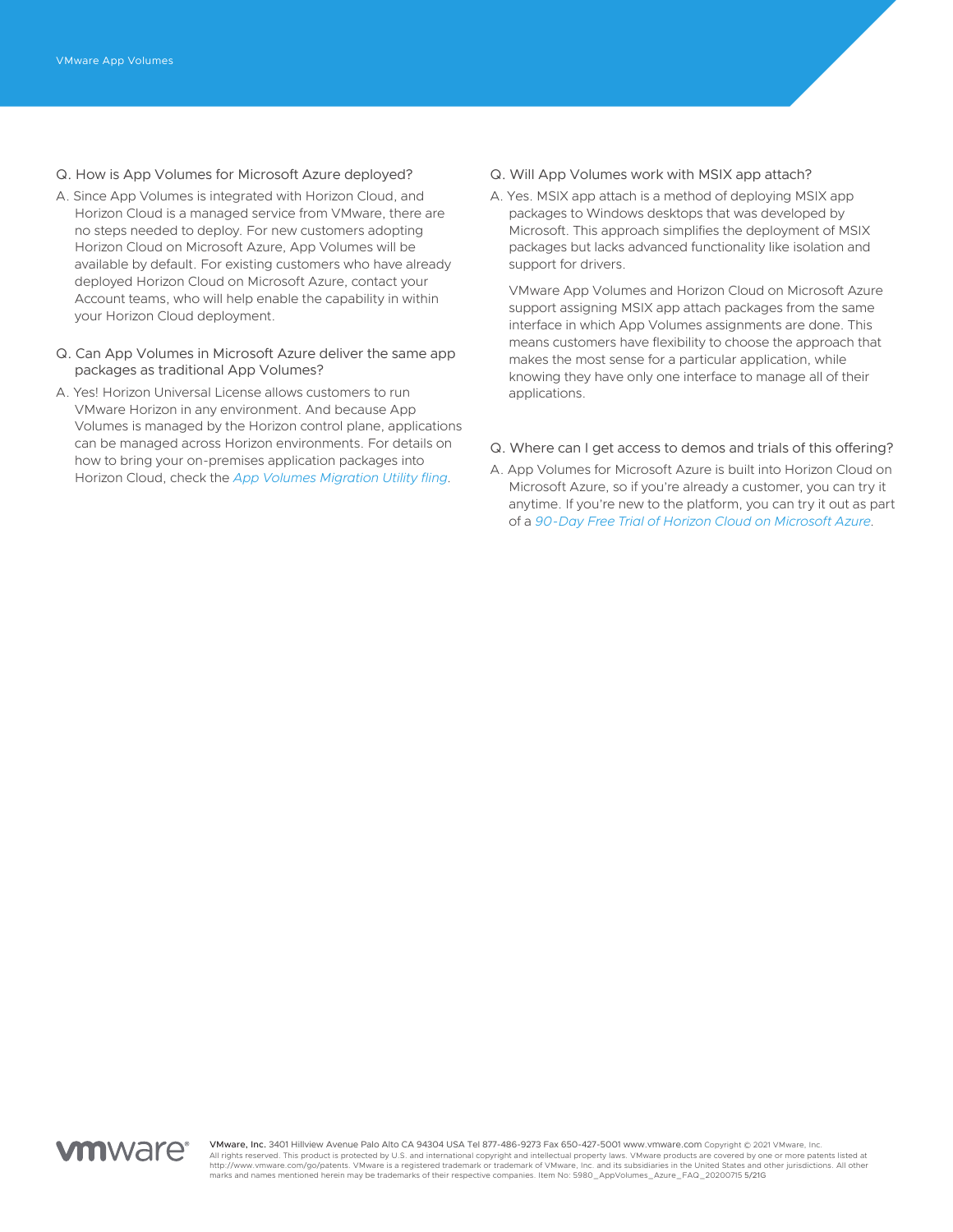Q. How is App Volumes for Microsoft Azure deployed?

A. Since App Volumes is integrated with Horizon Cloud, and Horizon Cloud is a managed service from VMware, there are no steps needed to deploy. For new customers adopting Horizon Cloud on Microsoft Azure, App Volumes will be available by default. For existing customers who have already deployed Horizon Cloud on Microsoft Azure, contact your Account teams, who will help enable the capability in within your Horizon Cloud deployment.

Q. Can App Volumes in Microsoft Azure deliver the same app packages as traditional App Volumes?

A. Yes! Horizon Universal License allows customers to run VMware Horizon in any environment. And because App Volumes is managed by the Horizon control plane, applications can be managed across Horizon environments. For details on how to bring your on-premises application packages into Horizon Cloud, check the *App Volumes Migration Utility fling*.

Q. Will App Volumes work with MSIX app attach?

A. Yes. MSIX app attach is a method of deploying MSIX app packages to Windows desktops that was developed by Microsoft. This approach simplifies the deployment of MSIX packages but lacks advanced functionality like isolation and support for drivers.

VMware App Volumes and Horizon Cloud on Microsoft Azure support assigning MSIX app attach packages from the same interface in which App Volumes assignments are done. This means customers have flexibility to choose the approach that makes the most sense for a particular application, while knowing they have only one interface to manage all of their applications.

Q. Where can I get access to demos and trials of this offering?

A. App Volumes for Microsoft Azure is built into Horizon Cloud on Microsoft Azure, so if you're already a customer, you can try it anytime. If you're new to the platform, you can try it out as part of a *90-Day Free Trial of Horizon Cloud on Microsoft Azure*.

**VMware, Inc.** 3401 Hillview Avenue Palo Alto CA 94304 USA Tel 877-486-9273 Fax 650-427-5001 www.vmware.com Copyright © 2021 VMware, Inc. All rights reserved. This product is protected by U.S. and international copyright and intellectual property laws. VMware products are covered by one or more patents listed at http://www.vmware.com/go/patents. VMware is a registered trademark or trademark of VMware, Inc. and its subsidiaries in the United States and other jurisdictions. All other marks and names mentioned herein may be trademarks of their respective companies. Item No: 5980_AppVolumes_Azure_FAQ_20200715 5/21G